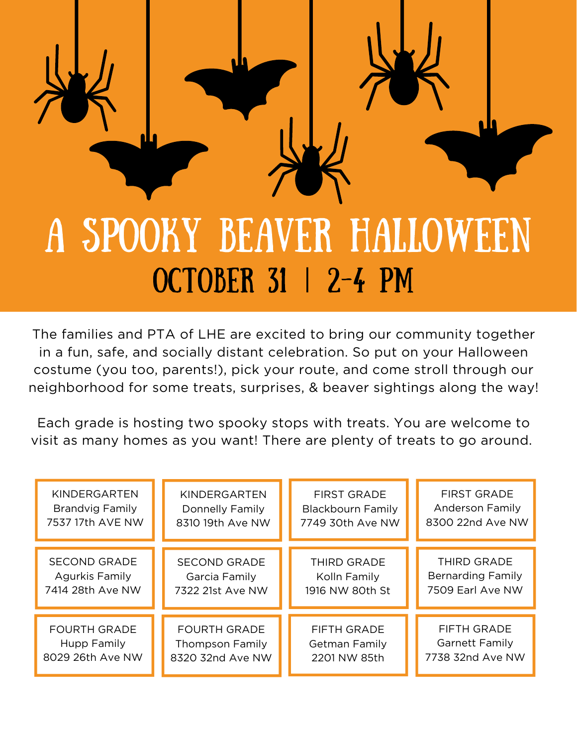# A SPOOKY BEAVER HALLOWEEN

## OCTOBER 31 | 2-4 PM

The families and PTA of LHE are excited to bring our community together in a fun, safe, and socially distant celebration. So put on your Halloween costume (you too, parents!), pick your route, and come stroll through our neighborhood for some treats, surprises, & beaver sightings along the way!

Each grade is hosting two spooky stops with treats. You are welcome to visit as many homes as you want! There are plenty of treats to go around.

| | | | |
|---|---|---|---|
| KINDERGARTEN<br>Brandvig Family<br>7537 17th AVE NW | KINDERGARTEN<br>Donnelly Family<br>8310 19th Ave NW | FIRST GRADE<br>Blackbourn Family<br>7749 30th Ave NW | FIRST GRADE<br>Anderson Family<br>8300 22nd Ave NW |
| SECOND GRADE<br>Agurkis Family<br>7414 28th Ave NW | SECOND GRADE<br>Garcia Family<br>7322 21st Ave NW | THIRD GRADE<br>Kolln Family<br>1916 NW 80th St | THIRD GRADE<br>Bernarding Family<br>7509 Earl Ave NW |
| FOURTH GRADE<br>Hupp Family<br>8029 26th Ave NW | FOURTH GRADE<br>Thompson Family<br>8320 32nd Ave NW | FIFTH GRADE<br>Getman Family<br>2201 NW 85th | FIFTH GRADE<br>Garnett Family<br>7738 32nd Ave NW |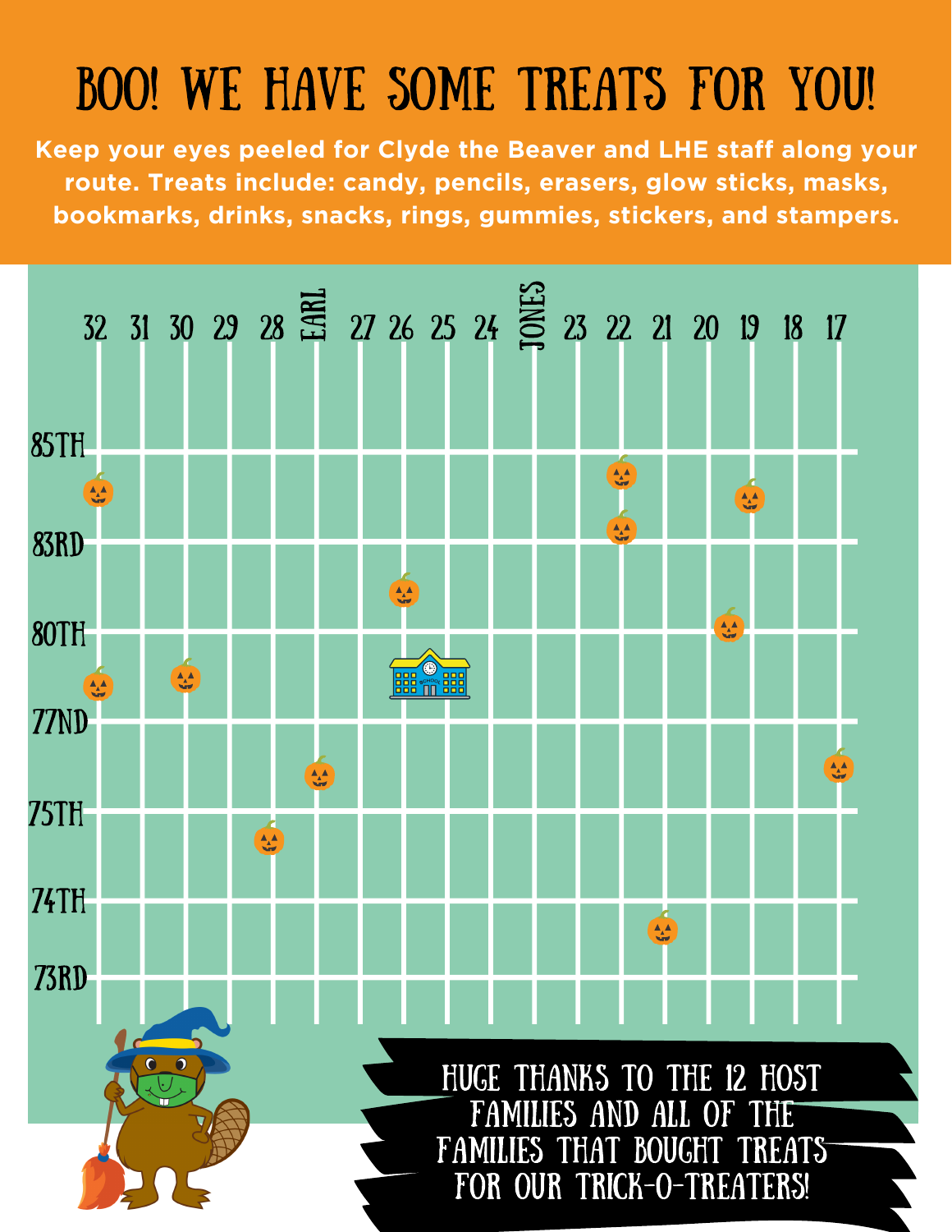# BOO! WE HAVE SOME TREATS FOR YOU!

**Keep your eyes peeled for Clyde the Beaver and LHE staff along your route. Treats include: candy, pencils, erasers, glow sticks, masks, bookmarks, drinks, snacks, rings, gummies, stickers, and stampers.**

32 31 30 29 28 EARL 27 26 25 24 JONES 23 22 21 20 19 18 17

85TH

83RD

80TH

77ND

75TH

74TH

73RD

HUGE THANKS TO THE 12 HOST FAMILIES AND ALL OF THE FAMILIES THAT BOUGHT TREATS FOR OUR TRICK-O-TREATERS!